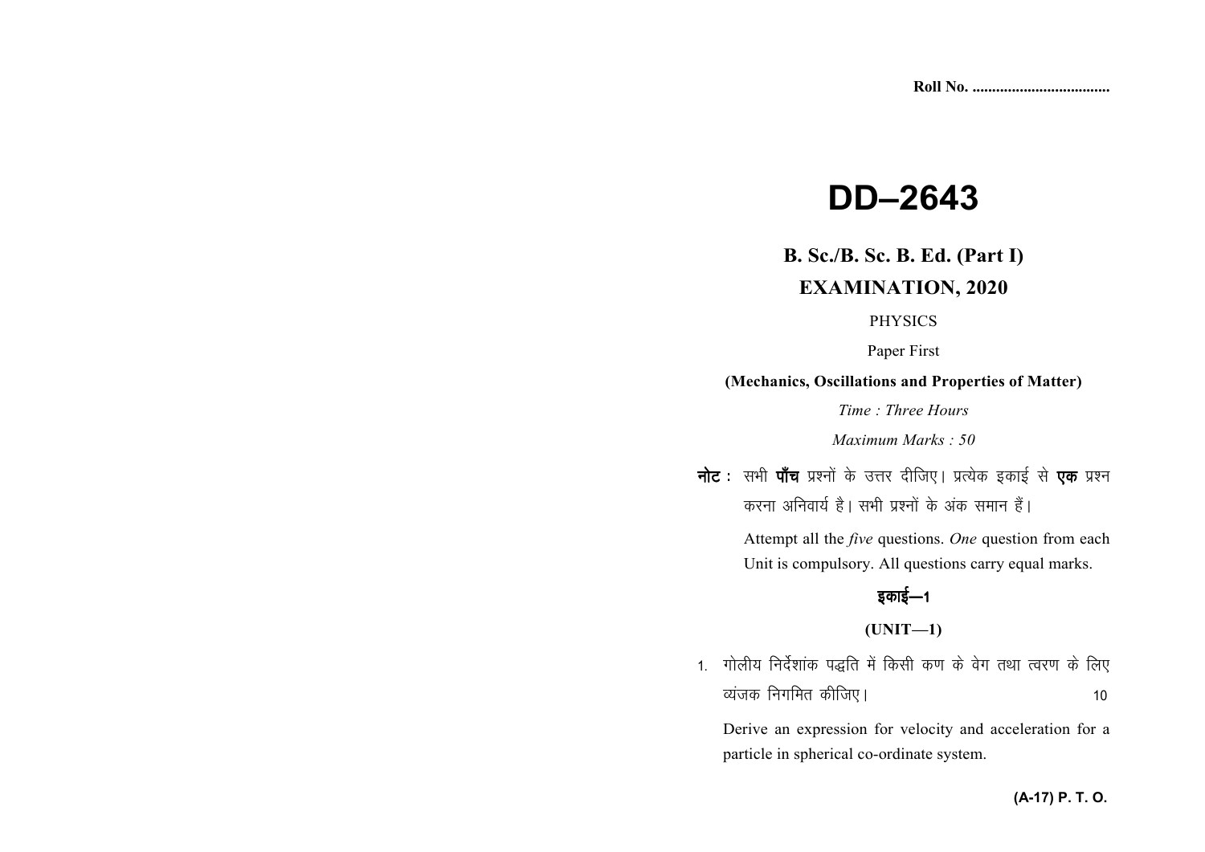Roll No. ..................................

# DD–2643

## B. Sc./B. Sc. B. Ed. (Part I)

## EXAMINATION, 2020

PHYSICS

Paper First

**(Mechanics, Oscillations and Properties of Matter)**

*Time : Three Hours*

*Maximum Marks : 50*

**नोट :** सभी **पाँच** प्रश्नों के उत्तर दीजिए। प्रत्येक इकाई से **एक** प्रश्न करना अनिवार्य है। सभी प्रश्नों के अंक समान हैं।

Attempt all the *five* questions. *One* question from each Unit is compulsory. All questions carry equal marks.

### इकाई—1

### (UNIT—1)

1. गोलीय निर्देशांक पद्धति में किसी कण के वेग तथा त्वरण के लिए व्यंजक निगमित कीजिए। 10

   Derive an expression for velocity and acceleration for a particle in spherical co-ordinate system.

(A-17) P. T. O.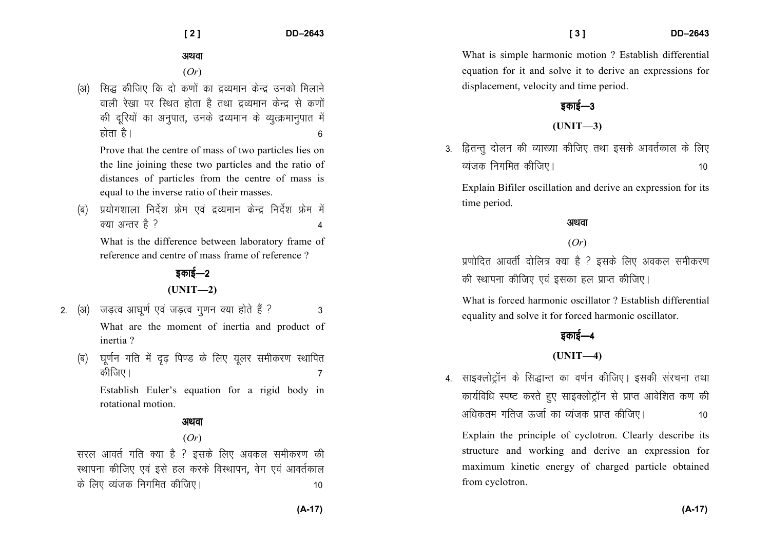अथवा

(*Or*)

(अ) सिद्ध कीजिए कि दो कणों का द्रव्यमान केन्द्र उनको मिलाने वाली रेखा पर स्थित होता है तथा द्रव्यमान केन्द्र से कणों की दूरियों का अनुपात, उनके द्रव्यमान के व्युत्क्रमानुपात में होता है। 6

Prove that the centre of mass of two particles lies on the line joining these two particles and the ratio of distances of particles from the centre of mass is equal to the inverse ratio of their masses.

(ब) प्रयोगशाला निर्देश फ्रेम एवं द्रव्यमान केन्द्र निर्देश फ्रेम में क्या अन्तर है ? 4

What is the difference between laboratory frame of reference and centre of mass frame of reference ?

## इकाई—2

## (UNIT—2)

2. (अ) जड़त्व आघूर्ण एवं जड़त्व गुणन क्या होते हैं ? 3

What are the moment of inertia and product of inertia ?

(ब) घूर्णन गति में दृढ़ पिण्ड के लिए यूलर समीकरण स्थापित कीजिए। 7

Establish Euler's equation for a rigid body in rotational motion.

अथवा

(*Or*)

सरल आवर्त गति क्या है ? इसके लिए अवकल समीकरण की स्थापना कीजिए एवं इसे हल करके विस्थापन, वेग एवं आवर्तकाल के लिए व्यंजक निगमित कीजिए। 10

What is simple harmonic motion ? Establish differential equation for it and solve it to derive an expressions for displacement, velocity and time period.

## इकाई—3

## (UNIT—3)

3. द्वितन्तु दोलन की व्याख्या कीजिए तथा इसके आवर्तकाल के लिए व्यंजक निगमित कीजिए। 10

Explain Bifiler oscillation and derive an expression for its time period.

अथवा

(*Or*)

प्रणोदित आवर्ती दोलित्र क्या है ? इसके लिए अवकल समीकरण की स्थापना कीजिए एवं इसका हल प्राप्त कीजिए।

What is forced harmonic oscillator ? Establish differential equality and solve it for forced harmonic oscillator.

## इकाई—4

## (UNIT—4)

4. साइक्लोट्रॉन के सिद्धान्त का वर्णन कीजिए। इसकी संरचना तथा कार्यविधि स्पष्ट करते हुए साइक्लोट्रॉन से प्राप्त आवेशित कण की अधिकतम गतिज ऊर्जा का व्यंजक प्राप्त कीजिए। 10

Explain the principle of cyclotron. Clearly describe its structure and working and derive an expression for maximum kinetic energy of charged particle obtained from cyclotron.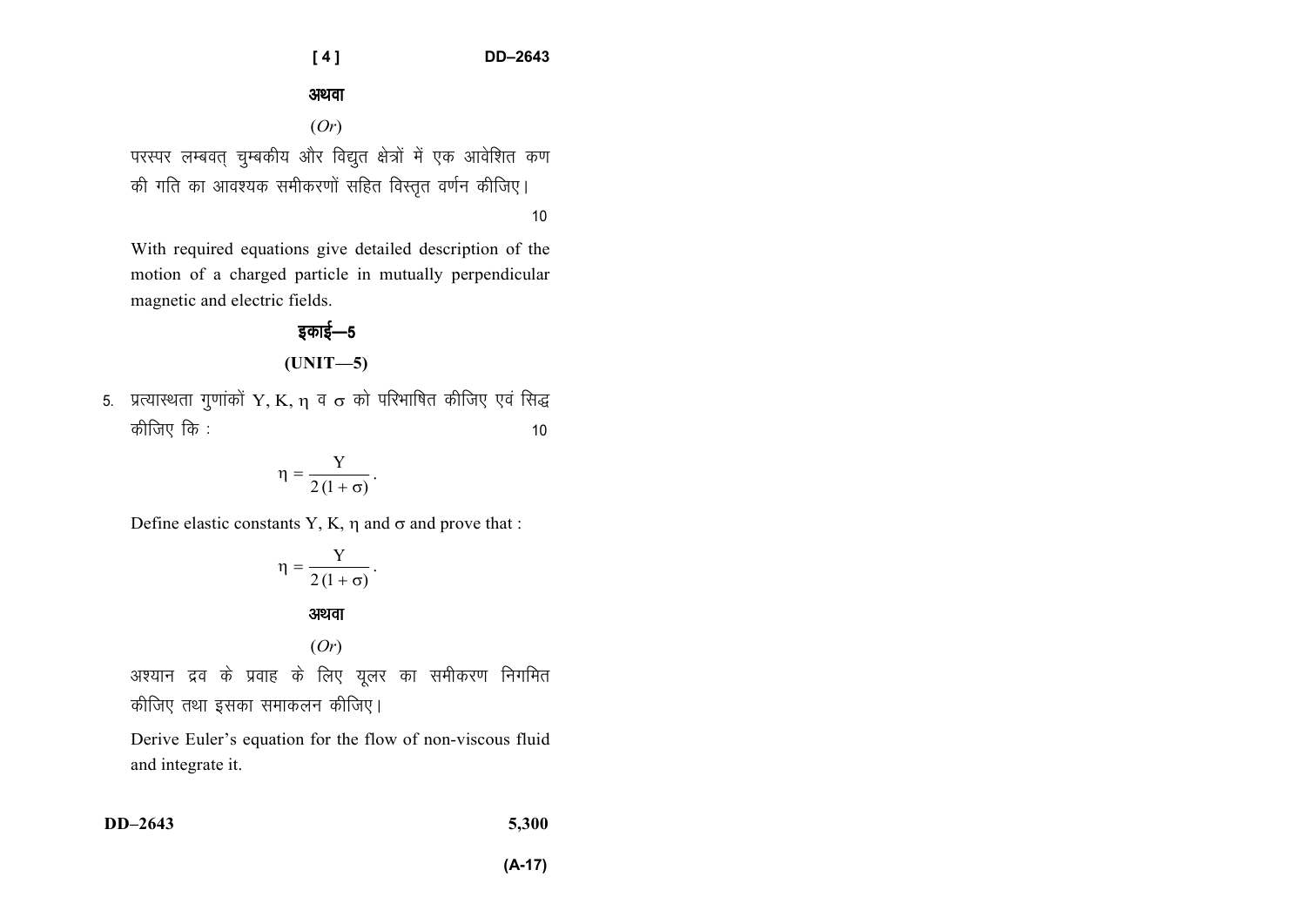अथवा

(*Or*)

परस्पर लम्बवत् चुम्बकीय और विद्युत क्षेत्रों में एक आवेशित कण की गति का आवश्यक समीकरणों सहित विस्तृत वर्णन कीजिए। 10

With required equations give detailed description of the motion of a charged particle in mutually perpendicular magnetic and electric fields.

## इकाई—5

## (UNIT—5)

5. प्रत्यास्थता गुणांकों $Y, K, \eta$ व $\sigma$ को परिभाषित कीजिए एवं सिद्ध कीजिए कि : 10

$$\eta = \frac{Y}{2(1+\sigma)}.$$

Define elastic constants $Y, K, \eta$ and $\sigma$ and prove that :

$$\eta = \frac{Y}{2(1+\sigma)}.$$

अथवा

(*Or*)

अश्यान द्रव के प्रवाह के लिए यूलर का समीकरण निगमित कीजिए तथा इसका समाकलन कीजिए।

Derive Euler's equation for the flow of non-viscous fluid and integrate it.

DD–2643 5,300